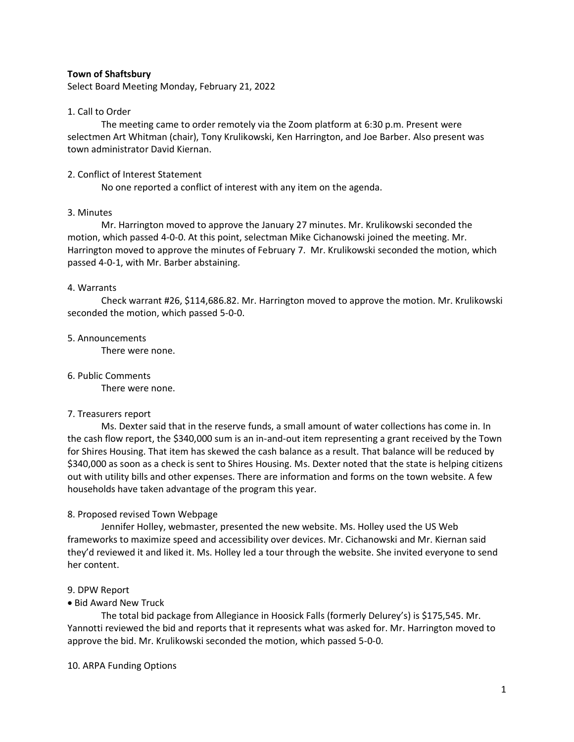**Town of Shaftsbury**

Select Board Meeting Monday, February 21, 2022

1. Call to Order

The meeting came to order remotely via the Zoom platform at 6:30 p.m. Present were selectmen Art Whitman (chair), Tony Krulikowski, Ken Harrington, and Joe Barber. Also present was town administrator David Kiernan.

2. Conflict of Interest Statement

No one reported a conflict of interest with any item on the agenda.

3. Minutes

Mr. Harrington moved to approve the January 27 minutes. Mr. Krulikowski seconded the motion, which passed 4-0-0. At this point, selectman Mike Cichanowski joined the meeting. Mr. Harrington moved to approve the minutes of February 7. Mr. Krulikowski seconded the motion, which passed 4-0-1, with Mr. Barber abstaining.

4. Warrants

Check warrant #26, $114,686.82. Mr. Harrington moved to approve the motion. Mr. Krulikowski seconded the motion, which passed 5-0-0.

5. Announcements

There were none.

6. Public Comments

There were none.

7. Treasurers report

Ms. Dexter said that in the reserve funds, a small amount of water collections has come in. In the cash flow report, the $340,000 sum is an in-and-out item representing a grant received by the Town for Shires Housing. That item has skewed the cash balance as a result. That balance will be reduced by $340,000 as soon as a check is sent to Shires Housing. Ms. Dexter noted that the state is helping citizens out with utility bills and other expenses. There are information and forms on the town website. A few households have taken advantage of the program this year.

8. Proposed revised Town Webpage

Jennifer Holley, webmaster, presented the new website. Ms. Holley used the US Web frameworks to maximize speed and accessibility over devices. Mr. Cichanowski and Mr. Kiernan said they'd reviewed it and liked it. Ms. Holley led a tour through the website. She invited everyone to send her content.

9. DPW Report

- Bid Award New Truck

The total bid package from Allegiance in Hoosick Falls (formerly Delurey's) is $175,545. Mr. Yannotti reviewed the bid and reports that it represents what was asked for. Mr. Harrington moved to approve the bid. Mr. Krulikowski seconded the motion, which passed 5-0-0.

10. ARPA Funding Options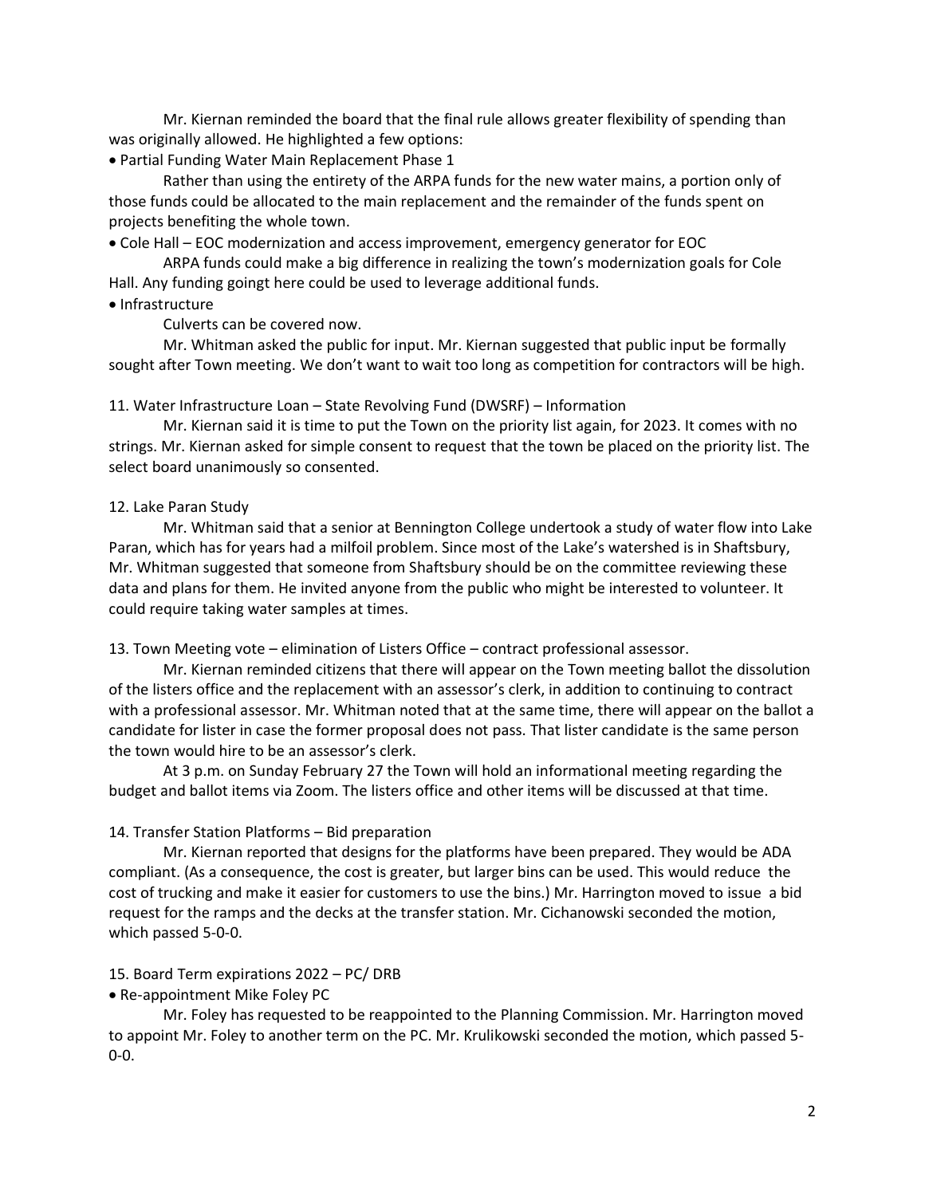Mr. Kiernan reminded the board that the final rule allows greater flexibility of spending than was originally allowed. He highlighted a few options:

- Partial Funding Water Main Replacement Phase 1

Rather than using the entirety of the ARPA funds for the new water mains, a portion only of those funds could be allocated to the main replacement and the remainder of the funds spent on projects benefiting the whole town.

- Cole Hall – EOC modernization and access improvement, emergency generator for EOC

ARPA funds could make a big difference in realizing the town's modernization goals for Cole Hall. Any funding goingt here could be used to leverage additional funds.

- Infrastructure

Culverts can be covered now.

Mr. Whitman asked the public for input. Mr. Kiernan suggested that public input be formally sought after Town meeting. We don't want to wait too long as competition for contractors will be high.

11. Water Infrastructure Loan – State Revolving Fund (DWSRF) – Information

Mr. Kiernan said it is time to put the Town on the priority list again, for 2023. It comes with no strings. Mr. Kiernan asked for simple consent to request that the town be placed on the priority list. The select board unanimously so consented.

12. Lake Paran Study

Mr. Whitman said that a senior at Bennington College undertook a study of water flow into Lake Paran, which has for years had a milfoil problem. Since most of the Lake's watershed is in Shaftsbury, Mr. Whitman suggested that someone from Shaftsbury should be on the committee reviewing these data and plans for them. He invited anyone from the public who might be interested to volunteer. It could require taking water samples at times.

13. Town Meeting vote – elimination of Listers Office – contract professional assessor.

Mr. Kiernan reminded citizens that there will appear on the Town meeting ballot the dissolution of the listers office and the replacement with an assessor's clerk, in addition to continuing to contract with a professional assessor. Mr. Whitman noted that at the same time, there will appear on the ballot a candidate for lister in case the former proposal does not pass. That lister candidate is the same person the town would hire to be an assessor's clerk.

At 3 p.m. on Sunday February 27 the Town will hold an informational meeting regarding the budget and ballot items via Zoom. The listers office and other items will be discussed at that time.

14. Transfer Station Platforms – Bid preparation

Mr. Kiernan reported that designs for the platforms have been prepared. They would be ADA compliant. (As a consequence, the cost is greater, but larger bins can be used. This would reduce the cost of trucking and make it easier for customers to use the bins.) Mr. Harrington moved to issue a bid request for the ramps and the decks at the transfer station. Mr. Cichanowski seconded the motion, which passed 5-0-0.

15. Board Term expirations 2022 – PC/ DRB

- Re-appointment Mike Foley PC

Mr. Foley has requested to be reappointed to the Planning Commission. Mr. Harrington moved to appoint Mr. Foley to another term on the PC. Mr. Krulikowski seconded the motion, which passed 5-0-0.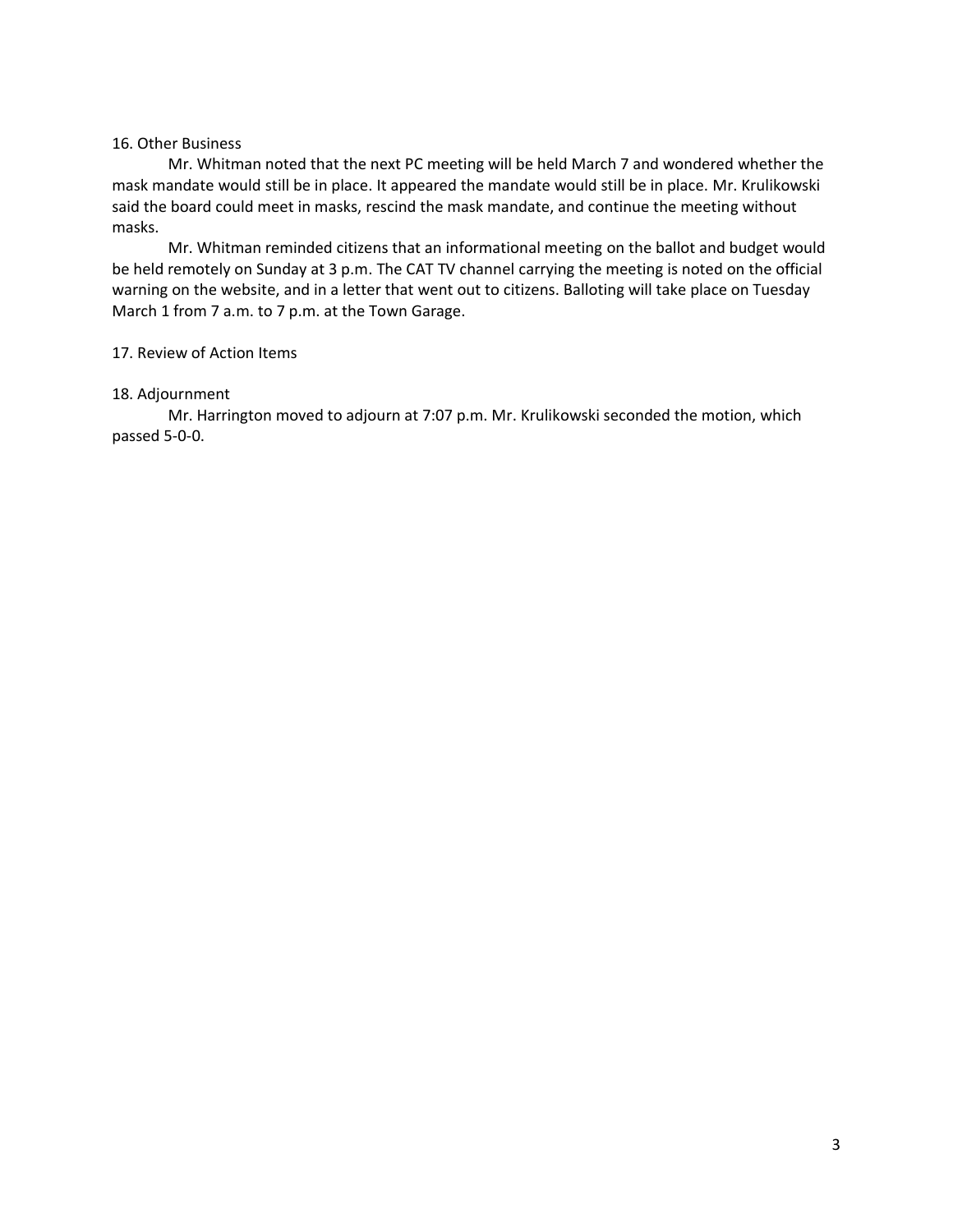16. Other Business

Mr. Whitman noted that the next PC meeting will be held March 7 and wondered whether the mask mandate would still be in place. It appeared the mandate would still be in place. Mr. Krulikowski said the board could meet in masks, rescind the mask mandate, and continue the meeting without masks.

Mr. Whitman reminded citizens that an informational meeting on the ballot and budget would be held remotely on Sunday at 3 p.m. The CAT TV channel carrying the meeting is noted on the official warning on the website, and in a letter that went out to citizens. Balloting will take place on Tuesday March 1 from 7 a.m. to 7 p.m. at the Town Garage.

17. Review of Action Items

18. Adjournment

Mr. Harrington moved to adjourn at 7:07 p.m. Mr. Krulikowski seconded the motion, which passed 5-0-0.